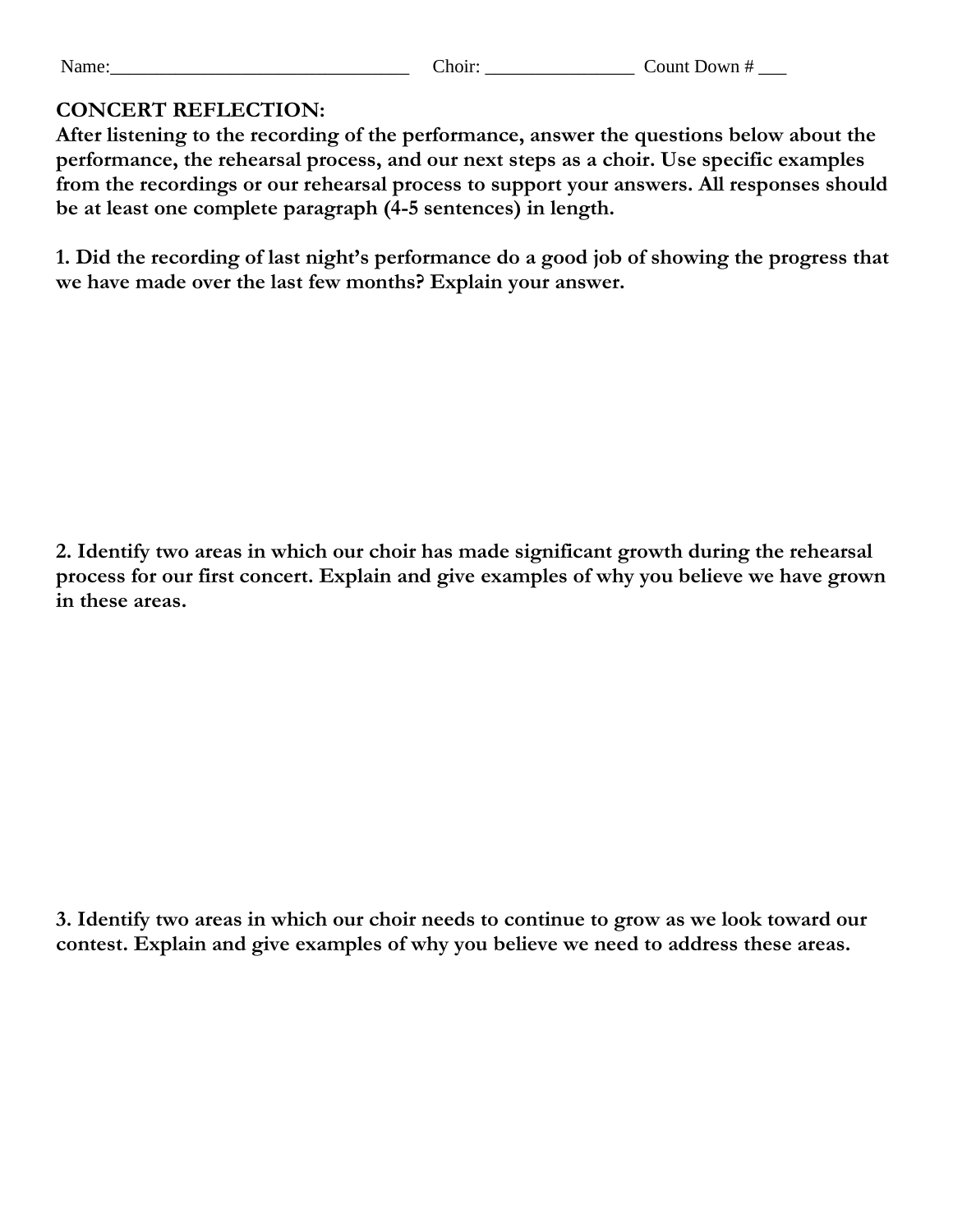Name:________________________________ Choir: ________________ Count Down # ___

**CONCERT REFLECTION:**

**After listening to the recording of the performance, answer the questions below about the performance, the rehearsal process, and our next steps as a choir. Use specific examples from the recordings or our rehearsal process to support your answers. All responses should be at least one complete paragraph (4-5 sentences) in length.**

**1. Did the recording of last night's performance do a good job of showing the progress that we have made over the last few months? Explain your answer.**

**2. Identify two areas in which our choir has made significant growth during the rehearsal process for our first concert. Explain and give examples of why you believe we have grown in these areas.**

**3. Identify two areas in which our choir needs to continue to grow as we look toward our contest. Explain and give examples of why you believe we need to address these areas.**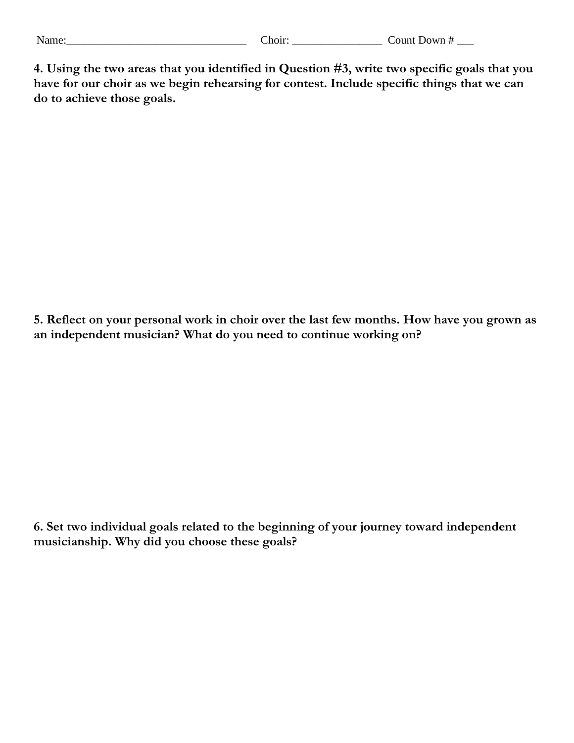Name:\_\_\_\_\_\_\_\_\_\_\_\_\_\_\_\_\_\_\_\_\_\_\_\_\_\_\_\_\_\_\_\_ Choir: \_\_\_\_\_\_\_\_\_\_\_\_\_\_\_\_ Count Down # \_\_\_

**4. Using the two areas that you identified in Question #3, write two specific goals that you have for our choir as we begin rehearsing for contest. Include specific things that we can do to achieve those goals.**

**5. Reflect on your personal work in choir over the last few months. How have you grown as an independent musician? What do you need to continue working on?**

**6. Set two individual goals related to the beginning of your journey toward independent musicianship. Why did you choose these goals?**